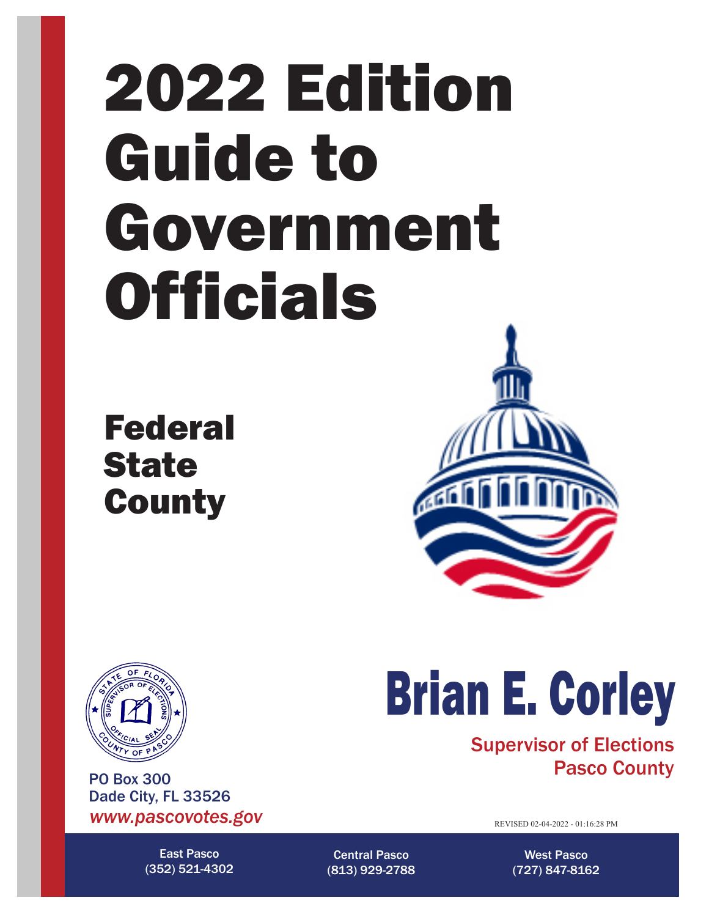# 2022 Edition Guide to Government Officials

**Federal**
**State**
**County**

STATE OF FLORIDA · SUPERVISOR OF ELECTIONS · OFFICIAL SEAL · COUNTY OF PASCO

PO Box 300
Dade City, FL 33526
*www.pascovotes.gov*

## Brian E. Corley

Supervisor of Elections
Pasco County

REVISED 02-04-2022 - 01:16:28 PM

| East Pasco | Central Pasco | West Pasco |
|---|---|---|
| (352) 521-4302 | (813) 929-2788 | (727) 847-8162 |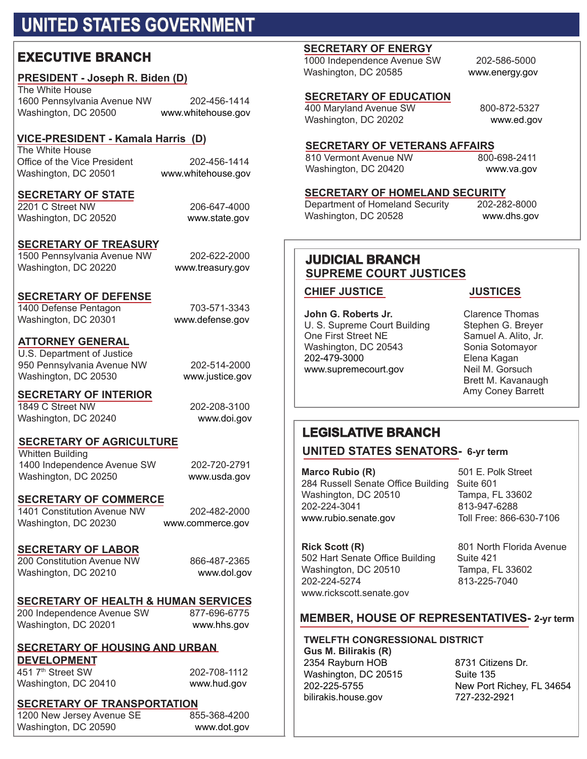# UNITED STATES GOVERNMENT

## EXECUTIVE BRANCH

**PRESIDENT - Joseph R. Biden (D)**
The White House
1600 Pennsylvania Avenue NW — 202-456-1414
Washington, DC 20500 — www.whitehouse.gov

**VICE-PRESIDENT - Kamala Harris (D)**
The White House
Office of the Vice President — 202-456-1414
Washington, DC 20501 — www.whitehouse.gov

**SECRETARY OF STATE**
2201 C Street NW — 206-647-4000
Washington, DC 20520 — www.state.gov

**SECRETARY OF TREASURY**
1500 Pennsylvania Avenue NW — 202-622-2000
Washington, DC 20220 — www.treasury.gov

**SECRETARY OF DEFENSE**
1400 Defense Pentagon — 703-571-3343
Washington, DC 20301 — www.defense.gov

**ATTORNEY GENERAL**
U.S. Department of Justice
950 Pennsylvania Avenue NW — 202-514-2000
Washington, DC 20530 — www.justice.gov

**SECRETARY OF INTERIOR**
1849 C Street NW — 202-208-3100
Washington, DC 20240 — www.doi.gov

**SECRETARY OF AGRICULTURE**
Whitten Building
1400 Independence Avenue SW — 202-720-2791
Washington, DC 20250 — www.usda.gov

**SECRETARY OF COMMERCE**
1401 Constitution Avenue NW — 202-482-2000
Washington, DC 20230 — www.commerce.gov

**SECRETARY OF LABOR**
200 Constitution Avenue NW — 866-487-2365
Washington, DC 20210 — www.dol.gov

**SECRETARY OF HEALTH & HUMAN SERVICES**
200 Independence Avenue SW — 877-696-6775
Washington, DC 20201 — www.hhs.gov

**SECRETARY OF HOUSING AND URBAN DEVELOPMENT**
451 7th Street SW — 202-708-1112
Washington, DC 20410 — www.hud.gov

**SECRETARY OF TRANSPORTATION**
1200 New Jersey Avenue SE — 855-368-4200
Washington, DC 20590 — www.dot.gov

**SECRETARY OF ENERGY**
1000 Independence Avenue SW — 202-586-5000
Washington, DC 20585 — www.energy.gov

**SECRETARY OF EDUCATION**
400 Maryland Avenue SW — 800-872-5327
Washington, DC 20202 — www.ed.gov

**SECRETARY OF VETERANS AFFAIRS**
810 Vermont Avenue NW — 800-698-2411
Washington, DC 20420 — www.va.gov

**SECRETARY OF HOMELAND SECURITY**
Department of Homeland Security — 202-282-8000
Washington, DC 20528 — www.dhs.gov

## JUDICIAL BRANCH

### SUPREME COURT JUSTICES

**CHIEF JUSTICE**

**John G. Roberts Jr.**
U. S. Supreme Court Building
One First Street NE
Washington, DC 20543
202-479-3000
www.supremecourt.gov

**JUSTICES**

Clarence Thomas
Stephen G. Breyer
Samuel A. Alito, Jr.
Sonia Sotomayor
Elena Kagan
Neil M. Gorsuch
Brett M. Kavanaugh
Amy Coney Barrett

## LEGISLATIVE BRANCH

### UNITED STATES SENATORS- 6-yr term

**Marco Rubio (R)**
284 Russell Senate Office Building
Washington, DC 20510
202-224-3041
www.rubio.senate.gov

501 E. Polk Street
Suite 601
Tampa, FL 33602
813-947-6288
Toll Free: 866-630-7106

**Rick Scott (R)**
502 Hart Senate Office Building
Washington, DC 20510
202-224-5274
www.rickscott.senate.gov

801 North Florida Avenue
Suite 421
Tampa, FL 33602
813-225-7040

### MEMBER, HOUSE OF REPRESENTATIVES- 2-yr term

**TWELFTH CONGRESSIONAL DISTRICT**
**Gus M. Bilirakis (R)**
2354 Rayburn HOB
Washington, DC 20515
202-225-5755
bilirakis.house.gov

8731 Citizens Dr.
Suite 135
New Port Richey, FL 34654
727-232-2921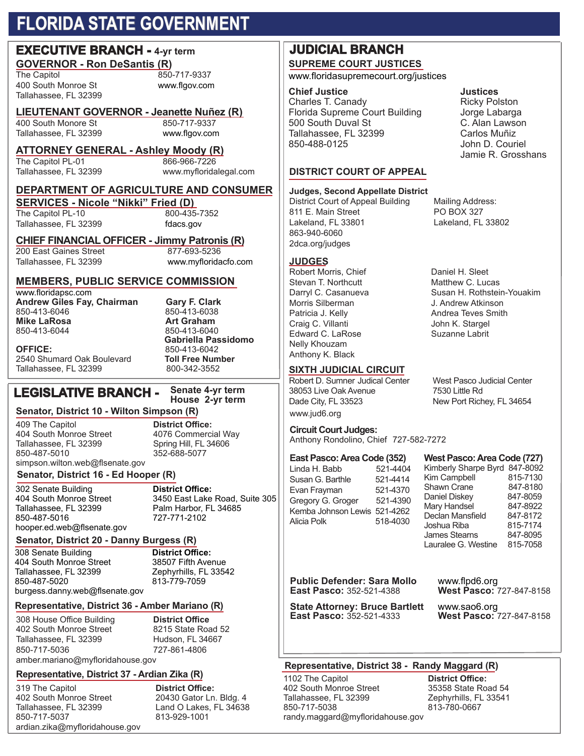# FLORIDA STATE GOVERNMENT

## EXECUTIVE BRANCH - 4-yr term

### GOVERNOR - Ron DeSantis (R)

The Capitol
400 South Monroe St
Tallahassee, FL 32399
850-717-9337
www.flgov.com

### LIEUTENANT GOVERNOR - Jeanette Nuñez (R)

400 South Monore St
Tallahassee, FL 32399
850-717-9337
www.flgov.com

### ATTORNEY GENERAL - Ashley Moody (R)

The Capitol PL-01
Tallahassee, FL 32399
866-966-7226
www.myfloridalegal.com

### DEPARTMENT OF AGRICULTURE AND CONSUMER SERVICES - Nicole "Nikki" Fried (D)

The Capitol PL-10
Tallahassee, FL 32399
800-435-7352
fdacs.gov

### CHIEF FINANCIAL OFFICER - Jimmy Patronis (R)

200 East Gaines Street
Tallahassee, FL 32399
877-693-5236
www.myfloridacfo.com

### MEMBERS, PUBLIC SERVICE COMMISSION

www.floridapsc.com

**Andrew Giles Fay, Chairman**
850-413-6046

**Mike LaRosa**
850-413-6044

**Gary F. Clark**
850-413-6038

**Art Graham**
850-413-6040

**Gabriella Passidomo**
850-413-6042

**OFFICE:**
2540 Shumard Oak Boulevard
Tallahassee, FL 32399

**Toll Free Number**
800-342-3552

## LEGISLATIVE BRANCH - Senate 4-yr term, House 2-yr term

### Senator, District 10 - Wilton Simpson (R)

409 The Capitol
404 South Monroe Street
Tallahassee, FL 32399
850-487-5010
simpson.wilton.web@flsenate.gov

**District Office:**
4076 Commercial Way
Spring Hill, FL 34606
352-688-5077

### Senator, District 16 - Ed Hooper (R)

302 Senate Building
404 South Monroe Street
Tallahassee, FL 32399
850-487-5016
hooper.ed.web@flsenate.gov

**District Office:**
3450 East Lake Road, Suite 305
Palm Harbor, FL 34685
727-771-2102

### Senator, District 20 - Danny Burgess (R)

308 Senate Building
404 South Monroe Street
Tallahassee, FL 32399
850-487-5020
burgess.danny.web@flsenate.gov

**District Office:**
38507 Fifth Avenue
Zephyrhills, FL 33542
813-779-7059

### Representative, District 36 - Amber Mariano (R)

308 House Office Building
402 South Monroe Street
Tallahassee, FL 32399
850-717-5036
amber.mariano@myfloridahouse.gov

**District Office**
8215 State Road 52
Hudson, FL 34667
727-861-4806

### Representative, District 37 - Ardian Zika (R)

319 The Capitol
402 South Monroe Street
Tallahassee, FL 32399
850-717-5037
ardian.zika@myfloridahouse.gov

**District Office:**
20430 Gator Ln. Bldg. 4
Land O Lakes, FL 34638
813-929-1001

## JUDICIAL BRANCH

### SUPREME COURT JUSTICES

www.floridasupremecourt.org/justices

**Chief Justice**
Charles T. Canady
Florida Supreme Court Building
500 South Duval St
Tallahassee, FL 32399
850-488-0125

**Justices**
Ricky Polston
Jorge Labarga
C. Alan Lawson
Carlos Muñiz
John D. Couriel
Jamie R. Grosshans

### DISTRICT COURT OF APPEAL

**Judges, Second Appellate District**
District Court of Appeal Building
811 E. Main Street
Lakeland, FL 33801
863-940-6060
2dca.org/judges

Mailing Address:
PO BOX 327
Lakeland, FL 33802

### JUDGES

Robert Morris, Chief
Stevan T. Northcutt
Darryl C. Casanueva
Morris Silberman
Patricia J. Kelly
Craig C. Villanti
Edward C. LaRose
Nelly Khouzam
Anthony K. Black
Daniel H. Sleet
Matthew C. Lucas
Susan H. Rothstein-Youakim
J. Andrew Atkinson
Andrea Teves Smith
John K. Stargel
Suzanne Labrit

### SIXTH JUDICIAL CIRCUIT

Robert D. Sumner Judical Center
38053 Live Oak Avenue
Dade City, FL 33523

West Pasco Judicial Center
7530 Little Rd
New Port Richey, FL 34654

www.jud6.org

**Circuit Court Judges:**
Anthony Rondolino, Chief 727-582-7272

| East Pasco: Area Code (352) | |
|---|---|
| Linda H. Babb | 521-4404 |
| Susan G. Barthle | 521-4414 |
| Evan Frayman | 521-4370 |
| Gregory G. Groger | 521-4390 |
| Kemba Johnson Lewis | 521-4262 |
| Alicia Polk | 518-4030 |

| West Pasco: Area Code (727) | |
|---|---|
| Kimberly Sharpe Byrd | 847-8092 |
| Kim Campbell | 815-7130 |
| Shawn Crane | 847-8180 |
| Daniel Diskey | 847-8059 |
| Mary Handsel | 847-8922 |
| Declan Mansfield | 847-8172 |
| Joshua Riba | 815-7174 |
| James Stearns | 847-8095 |
| Lauralee G. Westine | 815-7058 |

**Public Defender: Sara Mollo**
**East Pasco:** 352-521-4388
www.flpd6.org
**West Pasco:** 727-847-8158

**State Attorney: Bruce Bartlett**
**East Pasco:** 352-521-4333
www.sao6.org
**West Pasco:** 727-847-8158

### Representative, District 38 - Randy Maggard (R)

1102 The Capitol
402 South Monroe Street
Tallahassee, FL 32399
850-717-5038
randy.maggard@myfloridahouse.gov

**District Office:**
35358 State Road 54
Zephyrhills, FL 33541
813-780-0667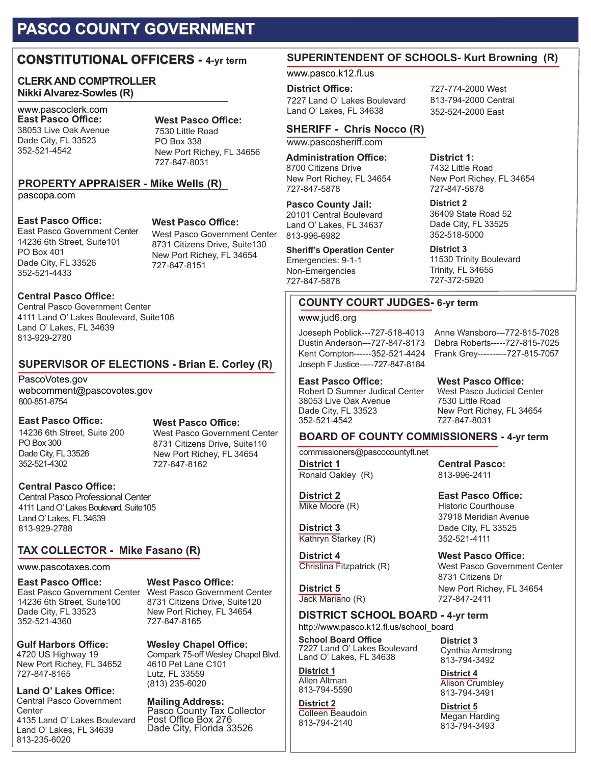# PASCO COUNTY GOVERNMENT

## CONSTITUTIONAL OFFICERS - 4-yr term

### CLERK AND COMPTROLLER
### Nikki Alvarez-Sowles (R)

www.pascoclerk.com

**East Pasco Office:**
38053 Live Oak Avenue
Dade City, FL 33523
352-521-4542

**West Pasco Office:**
7530 Little Road
PO Box 338
New Port Richey, FL 34656
727-847-8031

### PROPERTY APPRAISER - Mike Wells (R)

pascopa.com

**East Pasco Office:**
East Pasco Government Center
14236 6th Street, Suite101
PO Box 401
Dade City, FL 33526
352-521-4433

**West Pasco Office:**
West Pasco Government Center
8731 Citizens Drive, Suite130
New Port Richey, FL 34654
727-847-8151

**Central Pasco Office:**
Central Pasco Government Center
4111 Land O' Lakes Boulevard, Suite106
Land O' Lakes, FL 34639
813-929-2780

### SUPERVISOR OF ELECTIONS - Brian E. Corley (R)

PascoVotes.gov
webcomment@pascovotes.gov
800-851-8754

**East Pasco Office:**
14236 6th Street, Suite 200
PO Box 300
Dade City, FL 33526
352-521-4302

**West Pasco Office:**
West Pasco Government Center
8731 Citizens Drive, Suite110
New Port Richey, FL 34654
727-847-8162

**Central Pasco Office:**
Central Pasco Professional Center
4111 Land O' Lakes Boulevard, Suite105
Land O' Lakes, FL 34639
813-929-2788

### TAX COLLECTOR - Mike Fasano (R)

www.pascotaxes.com

**East Pasco Office:**
East Pasco Government Center
14236 6th Street, Suite100
Dade City, FL 33523
352-521-4360

**West Pasco Office:**
West Pasco Government Center
8731 Citizens Drive, Suite120
New Port Richey, FL 34654
727-847-8165

**Gulf Harbors Office:**
4720 US Highway 19
New Port Richey, FL 34652
727-847-8165

**Wesley Chapel Office:**
Compark 75-off Wesley Chapel Blvd.
4610 Pet Lane C101
Lutz, FL 33559
(813) 235-6020

**Land O' Lakes Office:**
Central Pasco Government Center
4135 Land O' Lakes Boulevard
Land O' Lakes, FL 34639
813-235-6020

**Mailing Address:**
Pasco County Tax Collector
Post Office Box 276
Dade City, Florida 33526

## SUPERINTENDENT OF SCHOOLS- Kurt Browning (R)

www.pasco.k12.fl.us

**District Office:**
7227 Land O' Lakes Boulevard
Land O' Lakes, FL 34638

727-774-2000 West
813-794-2000 Central
352-524-2000 East

## SHERIFF - Chris Nocco (R)

www.pascosheriff.com

**Administration Office:**
8700 Citizens Drive
New Port Richey, FL 34654
727-847-5878

**Pasco County Jail:**
20101 Central Boulevard
Land O' Lakes, FL 34637
813-996-6982

**Sheriff's Operation Center**
Emergencies: 9-1-1
Non-Emergencies
727-847-5878

**District 1:**
7432 Little Road
New Port Richey, FL 34654
727-847-5878

**District 2**
36409 State Road 52
Dade City, FL 33525
352-518-5000

**District 3**
11530 Trinity Boulevard
Trinity, FL 34655
727-372-5920

## COUNTY COURT JUDGES- 6-yr term

www.jud6.org

Joeseph Poblick---727-518-4013
Dustin Anderson---727-847-8173
Kent Compton------352-521-4424
Joseph F Justice-----727-847-8184
Anne Wansboro---772-815-7028
Debra Roberts-----727-815-7025
Frank Grey----------727-815-7057

**East Pasco Office:**
Robert D Sumner Judical Center
38053 Live Oak Avenue
Dade City, FL 33523
352-521-4542

**West Pasco Office:**
West Pasco Judicial Center
7530 Little Road
New Port Richey, FL 34654
727-847-8031

## BOARD OF COUNTY COMMISSIONERS - 4-yr term

commissioners@pascocountyfl.net

**District 1**
Ronald Oakley (R)

**District 2**
Mike Moore (R)

**District 3**
Kathryn Starkey (R)

**District 4**
Christina Fitzpatrick (R)

**District 5**
Jack Mariano (R)

**Central Pasco:**
813-996-2411

**East Pasco Office:**
Historic Courthouse
37918 Meridian Avenue
Dade City, FL 33525
352-521-4111

**West Pasco Office:**
West Pasco Government Center
8731 Citizens Dr
New Port Richey, FL 34654
727-847-2411

## DISTRICT SCHOOL BOARD - 4-yr term

http://www.pasco.k12.fl.us/school_board

**School Board Office**
7227 Land O' Lakes Boulevard
Land O' Lakes, FL 34638

**District 1**
Allen Altman
813-794-5590

**District 2**
Colleen Beaudoin
813-794-2140

**District 3**
Cynthia Armstrong
813-794-3492

**District 4**
Alison Crumbley
813-794-3491

**District 5**
Megan Harding
813-794-3493